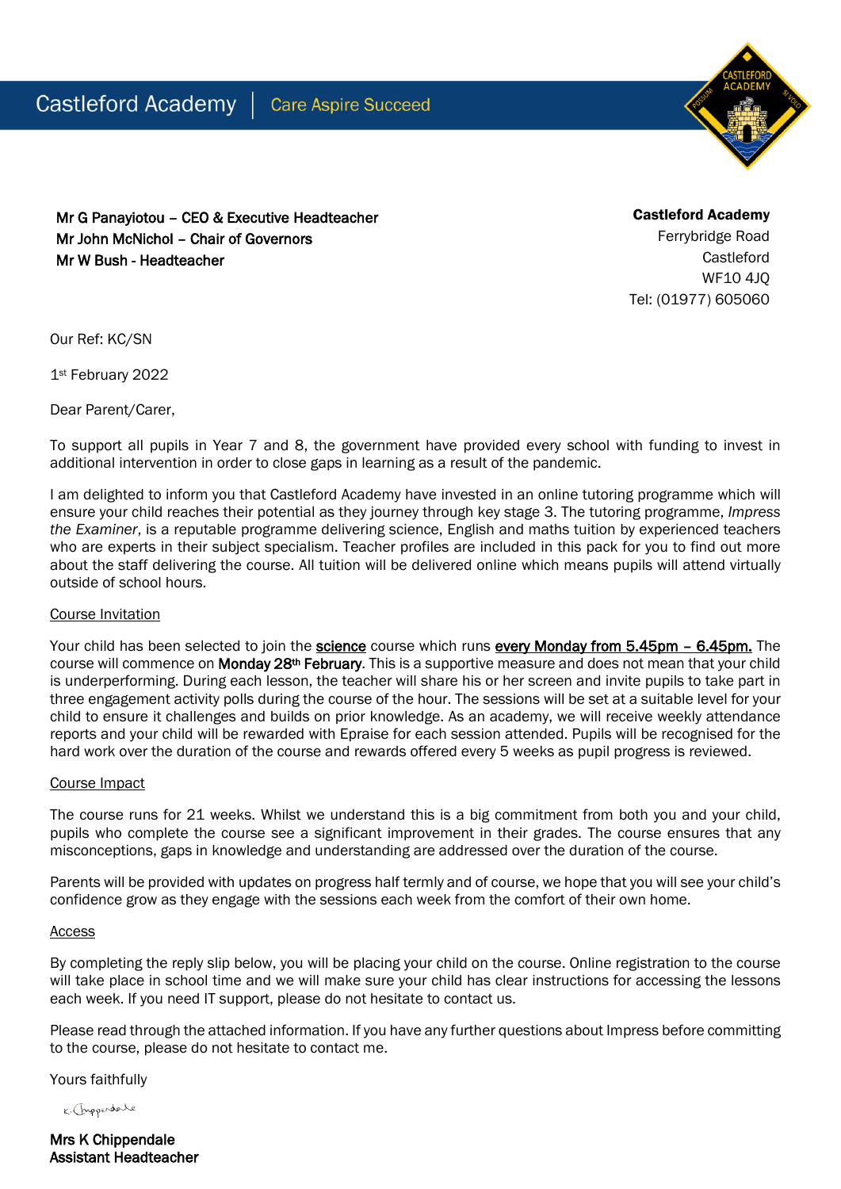Castleford Academy | Care Aspire Succeed

**Mr G Panayiotou – CEO & Executive Headteacher**
**Mr John McNichol – Chair of Governors**
**Mr W Bush - Headteacher**

**Castleford Academy**
Ferrybridge Road
Castleford
WF10 4JQ
Tel: (01977) 605060

Our Ref: KC/SN

1st February 2022

Dear Parent/Carer,

To support all pupils in Year 7 and 8, the government have provided every school with funding to invest in additional intervention in order to close gaps in learning as a result of the pandemic.

I am delighted to inform you that Castleford Academy have invested in an online tutoring programme which will ensure your child reaches their potential as they journey through key stage 3. The tutoring programme, *Impress the Examiner*, is a reputable programme delivering science, English and maths tuition by experienced teachers who are experts in their subject specialism. Teacher profiles are included in this pack for you to find out more about the staff delivering the course. All tuition will be delivered online which means pupils will attend virtually outside of school hours.

Course Invitation

Your child has been selected to join the **science** course which runs **every Monday from 5.45pm – 6.45pm.** The course will commence on **Monday 28th February**. This is a supportive measure and does not mean that your child is underperforming. During each lesson, the teacher will share his or her screen and invite pupils to take part in three engagement activity polls during the course of the hour. The sessions will be set at a suitable level for your child to ensure it challenges and builds on prior knowledge. As an academy, we will receive weekly attendance reports and your child will be rewarded with Epraise for each session attended. Pupils will be recognised for the hard work over the duration of the course and rewards offered every 5 weeks as pupil progress is reviewed.

Course Impact

The course runs for 21 weeks. Whilst we understand this is a big commitment from both you and your child, pupils who complete the course see a significant improvement in their grades. The course ensures that any misconceptions, gaps in knowledge and understanding are addressed over the duration of the course.

Parents will be provided with updates on progress half termly and of course, we hope that you will see your child's confidence grow as they engage with the sessions each week from the comfort of their own home.

Access

By completing the reply slip below, you will be placing your child on the course. Online registration to the course will take place in school time and we will make sure your child has clear instructions for accessing the lessons each week. If you need IT support, please do not hesitate to contact us.

Please read through the attached information. If you have any further questions about Impress before committing to the course, please do not hesitate to contact me.

Yours faithfully

K. Chippendale

**Mrs K Chippendale**
**Assistant Headteacher**